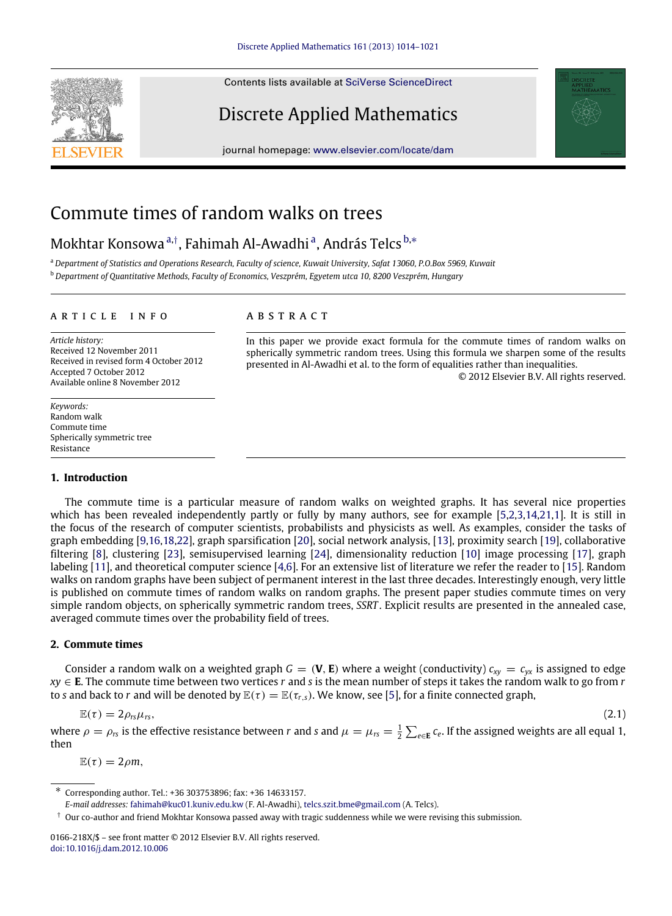# Commute times of random walks on trees

Mokhtar Konsowa [a,†], Fahimah Al-Awadhi [a], András Telcs [b,*]

[a] *Department of Statistics and Operations Research, Faculty of science, Kuwait University, Safat 13060, P.O.Box 5969, Kuwait*

[b] *Department of Quantitative Methods, Faculty of Economics, Veszprém, Egyetem utca 10, 8200 Veszprém, Hungary*

## ARTICLE INFO

*Article history:*
Received 12 November 2011
Received in revised form 4 October 2012
Accepted 7 October 2012
Available online 8 November 2012

*Keywords:*
Random walk
Commute time
Spherically symmetric tree
Resistance

## ABSTRACT

In this paper we provide exact formula for the commute times of random walks on spherically symmetric random trees. Using this formula we sharpen some of the results presented in Al-Awadhi et al. to the form of equalities rather than inequalities.

© 2012 Elsevier B.V. All rights reserved.

## 1. Introduction

The commute time is a particular measure of random walks on weighted graphs. It has several nice properties which has been revealed independently partly or fully by many authors, see for example [5,2,3,14,21,1]. It is still in the focus of the research of computer scientists, probabilists and physicists as well. As examples, consider the tasks of graph embedding [9,16,18,22], graph sparsification [20], social network analysis, [13], proximity search [19], collaborative filtering [8], clustering [23], semisupervised learning [24], dimensionality reduction [10] image processing [17], graph labeling [11], and theoretical computer science [4,6]. For an extensive list of literature we refer the reader to [15]. Random walks on random graphs have been subject of permanent interest in the last three decades. Interestingly enough, very little is published on commute times of random walks on random graphs. The present paper studies commute times on very simple random objects, on spherically symmetric random trees, *SSRT*. Explicit results are presented in the annealed case, averaged commute times over the probability field of trees.

## 2. Commute times

Consider a random walk on a weighted graph $G = (\mathbf{V}, \mathbf{E})$ where a weight (conductivity) $c_{xy} = c_{yx}$ is assigned to edge $xy \in \mathbf{E}$. The commute time between two vertices $r$ and $s$ is the mean number of steps it takes the random walk to go from $r$ to $s$ and back to $r$ and will be denoted by $\mathbb{E}(\tau) = \mathbb{E}(\tau_{r,s})$. We know, see [5], for a finite connected graph,

$$\mathbb{E}(\tau) = 2\rho_{rs}\mu_{rs}, \tag{2.1}$$

where $\rho = \rho_{rs}$ is the effective resistance between $r$ and $s$ and $\mu = \mu_{rs} = \frac{1}{2}\sum_{e\in\mathbf{E}} c_e$. If the assigned weights are all equal 1, then

$$\mathbb{E}(\tau) = 2\rho m,$$

---

\* Corresponding author. Tel.: +36 303753896; fax: +36 14633157.
*E-mail addresses:* fahimah@kuc01.kuniv.edu.kw (F. Al-Awadhi), telcs.szit.bme@gmail.com (A. Telcs).

† Our co-author and friend Mokhtar Konsowa passed away with tragic suddenness while we were revising this submission.

0166-218X/$ – see front matter © 2012 Elsevier B.V. All rights reserved.
doi:10.1016/j.dam.2012.10.006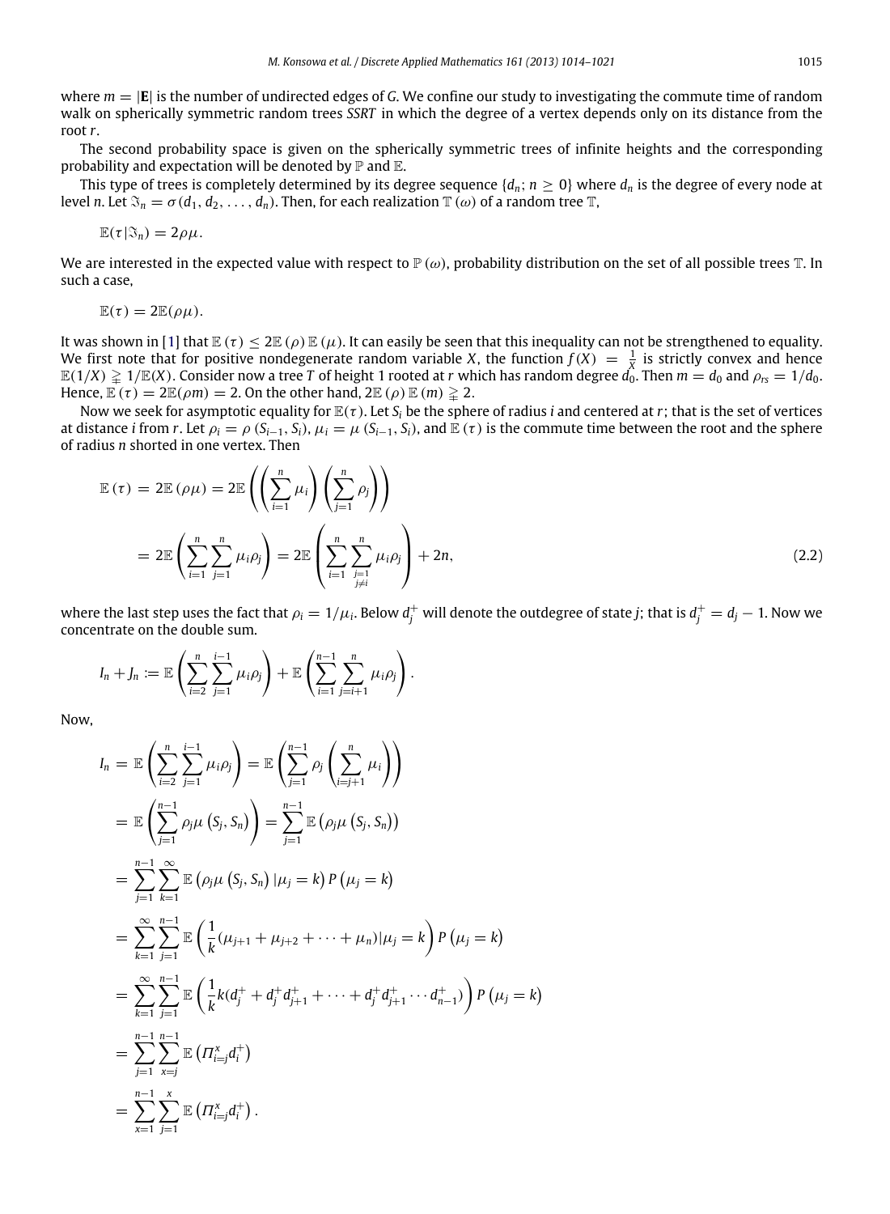where $m = |\mathbf{E}|$ is the number of undirected edges of $G$. We confine our study to investigating the commute time of random walk on spherically symmetric random trees *SSRT* in which the degree of a vertex depends only on its distance from the root $r$.

The second probability space is given on the spherically symmetric trees of infinite heights and the corresponding probability and expectation will be denoted by $\mathbb{P}$ and $\mathbb{E}$.

This type of trees is completely determined by its degree sequence $\{d_n; n \geq 0\}$ where $d_n$ is the degree of every node at level $n$. Let $\Im_n = \sigma(d_1, d_2, \ldots, d_n)$. Then, for each realization $\mathbb{T}(\omega)$ of a random tree $\mathbb{T}$,

$$\mathbb{E}(\tau|\Im_n) = 2\rho\mu.$$

We are interested in the expected value with respect to $\mathbb{P}(\omega)$, probability distribution on the set of all possible trees $\mathbb{T}$. In such a case,

$$\mathbb{E}(\tau) = 2\mathbb{E}(\rho\mu).$$

It was shown in [1] that $\mathbb{E}(\tau) \leq 2\mathbb{E}(\rho)\,\mathbb{E}(\mu)$. It can easily be seen that this inequality can not be strengthened to equality. We first note that for positive nondegenerate random variable $X$, the function $f(X) = \frac{1}{X}$ is strictly convex and hence $\mathbb{E}(1/X) \gneqq 1/\mathbb{E}(X)$. Consider now a tree $T$ of height 1 rooted at $r$ which has random degree $d_0$. Then $m = d_0$ and $\rho_{rs} = 1/d_0$. Hence, $\mathbb{E}(\tau) = 2\mathbb{E}(\rho m) = 2$. On the other hand, $2\mathbb{E}(\rho)\,\mathbb{E}(m) \gneqq 2$.

Now we seek for asymptotic equality for $\mathbb{E}(\tau)$. Let $S_i$ be the sphere of radius $i$ and centered at $r$; that is the set of vertices at distance $i$ from $r$. Let $\rho_i = \rho(S_{i-1}, S_i)$, $\mu_i = \mu(S_{i-1}, S_i)$, and $\mathbb{E}(\tau)$ is the commute time between the root and the sphere of radius $n$ shorted in one vertex. Then

$$\begin{aligned}
\mathbb{E}(\tau) &= 2\mathbb{E}(\rho\mu) = 2\mathbb{E}\left(\left(\sum_{i=1}^{n}\mu_i\right)\left(\sum_{j=1}^{n}\rho_j\right)\right) \\
&= 2\mathbb{E}\left(\sum_{i=1}^{n}\sum_{j=1}^{n}\mu_i\rho_j\right) = 2\mathbb{E}\left(\sum_{i=1}^{n}\sum_{\substack{j=1\\ j\neq i}}^{n}\mu_i\rho_j\right) + 2n,
\end{aligned} \tag{2.2}$$

where the last step uses the fact that $\rho_i = 1/\mu_i$. Below $d_j^+$ will denote the outdegree of state $j$; that is $d_j^+ = d_j - 1$. Now we concentrate on the double sum.

$$I_n + J_n := \mathbb{E}\left(\sum_{i=2}^{n}\sum_{j=1}^{i-1}\mu_i\rho_j\right) + \mathbb{E}\left(\sum_{i=1}^{n-1}\sum_{j=i+1}^{n}\mu_i\rho_j\right).$$

Now,

$$\begin{aligned}
I_n &= \mathbb{E}\left(\sum_{i=2}^{n}\sum_{j=1}^{i-1}\mu_i\rho_j\right) = \mathbb{E}\left(\sum_{j=1}^{n-1}\rho_j\left(\sum_{i=j+1}^{n}\mu_i\right)\right) \\
&= \mathbb{E}\left(\sum_{j=1}^{n-1}\rho_j\mu\left(S_j, S_n\right)\right) = \sum_{j=1}^{n-1}\mathbb{E}\left(\rho_j\mu\left(S_j, S_n\right)\right) \\
&= \sum_{j=1}^{n-1}\sum_{k=1}^{\infty}\mathbb{E}\left(\rho_j\mu\left(S_j, S_n\right)|\mu_j = k\right)P\left(\mu_j = k\right) \\
&= \sum_{k=1}^{\infty}\sum_{j=1}^{n-1}\mathbb{E}\left(\frac{1}{k}(\mu_{j+1} + \mu_{j+2} + \cdots + \mu_n)|\mu_j = k\right)P\left(\mu_j = k\right) \\
&= \sum_{k=1}^{\infty}\sum_{j=1}^{n-1}\mathbb{E}\left(\frac{1}{k}k(d_j^+ + d_j^+d_{j+1}^+ + \cdots + d_j^+d_{j+1}^+\cdots d_{n-1}^+)\right)P\left(\mu_j = k\right) \\
&= \sum_{j=1}^{n-1}\sum_{x=j}^{n-1}\mathbb{E}\left(\Pi_{i=j}^{x}d_i^+\right) \\
&= \sum_{x=1}^{n-1}\sum_{j=1}^{x}\mathbb{E}\left(\Pi_{i=j}^{x}d_i^+\right).
\end{aligned}$$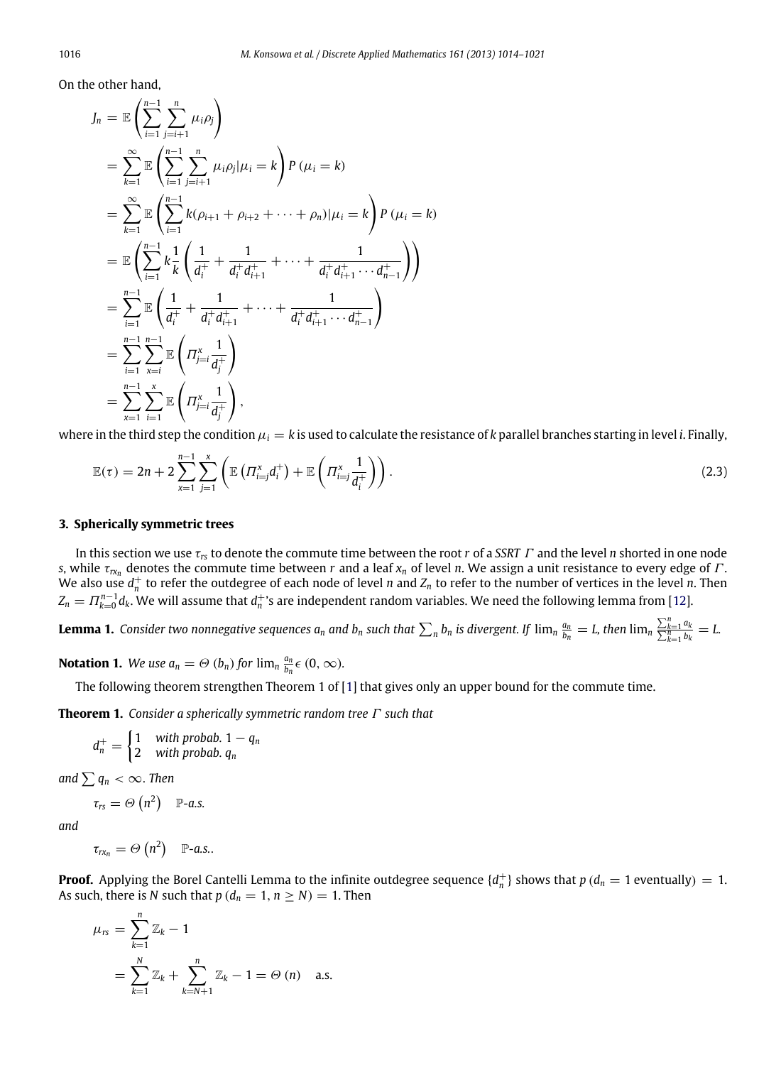On the other hand,

$$
\begin{aligned}
J_n &= \mathbb{E}\left(\sum_{i=1}^{n-1}\sum_{j=i+1}^{n}\mu_i\rho_j\right)\\
&= \sum_{k=1}^{\infty}\mathbb{E}\left(\sum_{i=1}^{n-1}\sum_{j=i+1}^{n}\mu_i\rho_j|\mu_i=k\right)P\left(\mu_i=k\right)\\
&= \sum_{k=1}^{\infty}\mathbb{E}\left(\sum_{i=1}^{n-1}k(\rho_{i+1}+\rho_{i+2}+\cdots+\rho_n)|\mu_i=k\right)P\left(\mu_i=k\right)\\
&= \mathbb{E}\left(\sum_{i=1}^{n-1}k\frac{1}{k}\left(\frac{1}{d_i^+}+\frac{1}{d_i^+d_{i+1}^+}+\cdots+\frac{1}{d_i^+d_{i+1}^+\cdots d_{n-1}^+}\right)\right)\\
&= \sum_{i=1}^{n-1}\mathbb{E}\left(\frac{1}{d_i^+}+\frac{1}{d_i^+d_{i+1}^+}+\cdots+\frac{1}{d_i^+d_{i+1}^+\cdots d_{n-1}^+}\right)\\
&= \sum_{i=1}^{n-1}\sum_{x=i}^{n-1}\mathbb{E}\left(\Pi_{j=i}^{x}\frac{1}{d_j^+}\right)\\
&= \sum_{x=1}^{n-1}\sum_{i=1}^{x}\mathbb{E}\left(\Pi_{j=i}^{x}\frac{1}{d_j^+}\right),
\end{aligned}
$$

where in the third step the condition $\mu_i = k$ is used to calculate the resistance of $k$ parallel branches starting in level $i$. Finally,

$$
\mathbb{E}(\tau) = 2n + 2\sum_{x=1}^{n-1}\sum_{j=1}^{x}\left(\mathbb{E}\left(\Pi_{i=j}^{x}d_i^+\right)+\mathbb{E}\left(\Pi_{i=j}^{x}\frac{1}{d_i^+}\right)\right). \tag{2.3}
$$

## 3. Spherically symmetric trees

In this section we use $\tau_{rs}$ to denote the commute time between the root $r$ of a *SSRT* $\Gamma$ and the level $n$ shorted in one node $s$, while $\tau_{rx_n}$ denotes the commute time between $r$ and a leaf $x_n$ of level $n$. We assign a unit resistance to every edge of $\Gamma$. We also use $d_n^+$ to refer the outdegree of each node of level $n$ and $Z_n$ to refer to the number of vertices in the level $n$. Then $Z_n = \Pi_{k=0}^{n-1}d_k$. We will assume that $d_n^+$'s are independent random variables. We need the following lemma from [12].

**Lemma 1.** *Consider two nonnegative sequences $a_n$ and $b_n$ such that $\sum_n b_n$ is divergent. If $\lim_n \frac{a_n}{b_n} = L$, then $\lim_n \frac{\sum_{k=1}^n a_k}{\sum_{k=1}^n b_k} = L$.*

**Notation 1.** *We use $a_n = \Theta\left(b_n\right)$ for $\lim_n \frac{a_n}{b_n} \in (0,\infty)$.*

The following theorem strengthen Theorem 1 of [1] that gives only an upper bound for the commute time.

**Theorem 1.** *Consider a spherically symmetric random tree $\Gamma$ such that*

$$
d_n^+ = \begin{cases} 1 & \text{with probab. } 1-q_n\\ 2 & \text{with probab. } q_n\end{cases}
$$

*and $\sum q_n < \infty$. Then*

$$
\tau_{rs} = \Theta\left(n^2\right) \quad \mathbb{P}\text{-a.s.}
$$

*and*

$$
\tau_{rx_n} = \Theta\left(n^2\right) \quad \mathbb{P}\text{-a.s.}.
$$

**Proof.** Applying the Borel Cantelli Lemma to the infinite outdegree sequence $\{d_n^+\}$ shows that $p\left(d_n = 1 \text{ eventually}\right) = 1$. As such, there is $N$ such that $p\left(d_n = 1, n \geq N\right) = 1$. Then

$$
\begin{aligned}
\mu_{rs} &= \sum_{k=1}^{n}\mathbb{Z}_k - 1\\
&= \sum_{k=1}^{N}\mathbb{Z}_k + \sum_{k=N+1}^{n}\mathbb{Z}_k - 1 = \Theta\left(n\right) \quad \text{a.s.}
\end{aligned}
$$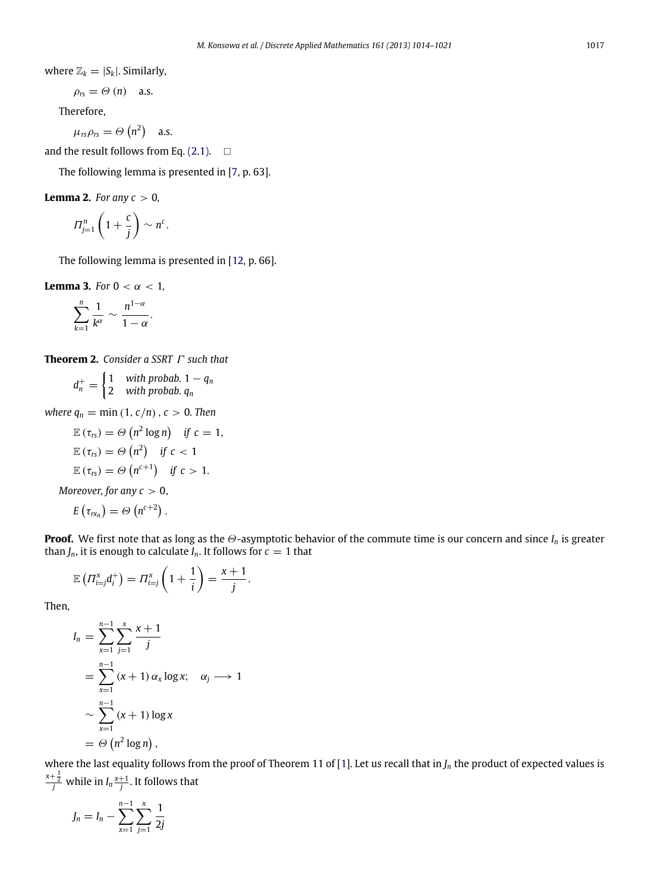where $\mathbb{Z}_k = |S_k|$. Similarly,

$$\rho_{rs} = \Theta(n) \quad \text{a.s.}$$

Therefore,

$$\mu_{rs}\rho_{rs} = \Theta\left(n^2\right) \quad \text{a.s.}$$

and the result follows from Eq. (2.1). □

The following lemma is presented in [7, p. 63].

**Lemma 2.** *For any $c > 0$,*

$$\Pi_{j=1}^{n}\left(1 + \frac{c}{j}\right) \sim n^c.$$

The following lemma is presented in [12, p. 66].

**Lemma 3.** *For $0 < \alpha < 1$,*

$$\sum_{k=1}^{n} \frac{1}{k^\alpha} \sim \frac{n^{1-\alpha}}{1-\alpha}.$$

**Theorem 2.** *Consider a SSRT $\Gamma$ such that*

$$d_n^+ = \begin{cases} 1 & \text{with probab. } 1 - q_n \\ 2 & \text{with probab. } q_n \end{cases}$$

*where $q_n = \min(1, c/n)$, $c > 0$. Then*

$$\mathbb{E}(\tau_{rs}) = \Theta\left(n^2 \log n\right) \quad \text{if } c = 1,$$

$$\mathbb{E}(\tau_{rs}) = \Theta\left(n^2\right) \quad \text{if } c < 1$$

$$\mathbb{E}(\tau_{rs}) = \Theta\left(n^{c+1}\right) \quad \text{if } c > 1.$$

*Moreover, for any $c > 0$,*

$$E\left(\tau_{rx_n}\right) = \Theta\left(n^{c+2}\right).$$

**Proof.** We first note that as long as the $\Theta$-asymptotic behavior of the commute time is our concern and since $I_n$ is greater than $J_n$, it is enough to calculate $I_n$. It follows for $c = 1$ that

$$\mathbb{E}\left(\Pi_{i=j}^{x} d_i^+\right) = \Pi_{i=j}^{x}\left(1 + \frac{1}{i}\right) = \frac{x+1}{j}.$$

Then,

$$\begin{aligned}
I_n &= \sum_{x=1}^{n-1}\sum_{j=1}^{x} \frac{x+1}{j} \\
&= \sum_{x=1}^{n-1} (x+1)\,\alpha_x \log x; \quad \alpha_j \longrightarrow 1 \\
&\sim \sum_{x=1}^{n-1} (x+1) \log x \\
&= \Theta\left(n^2 \log n\right),
\end{aligned}$$

where the last equality follows from the proof of Theorem 11 of [1]. Let us recall that in $J_n$ the product of expected values is $\frac{x+\frac{1}{2}}{j}$ while in $I_n$ $\frac{x+1}{j}$. It follows that

$$J_n = I_n - \sum_{x=1}^{n-1}\sum_{j=1}^{x} \frac{1}{2j}$$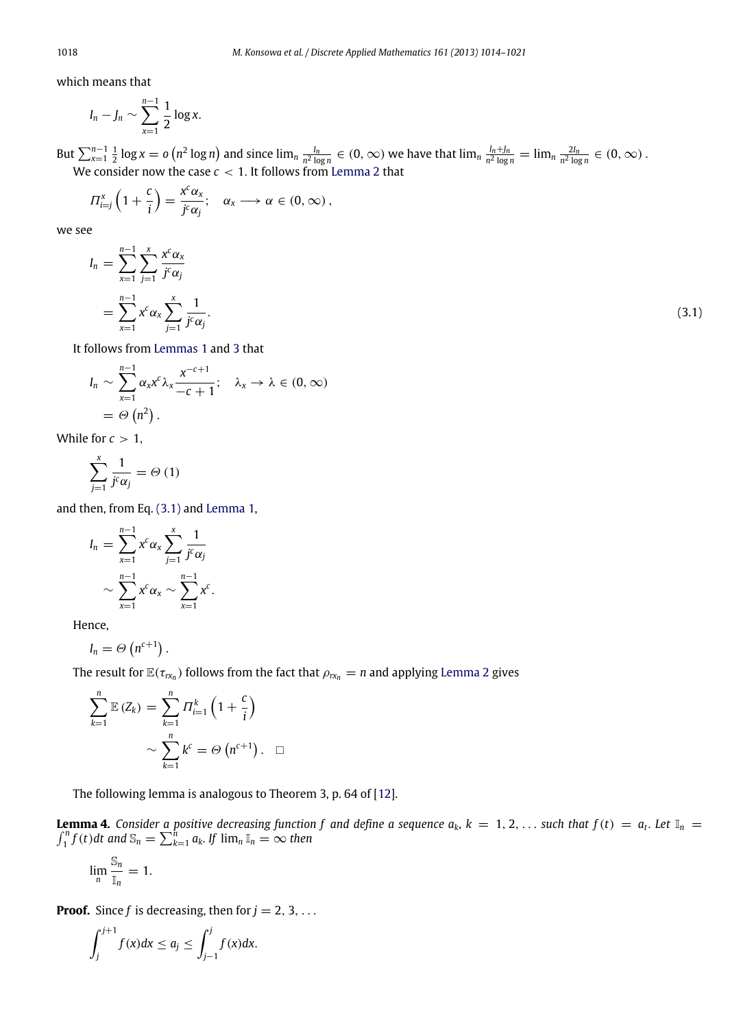which means that

$$I_n - J_n \sim \sum_{x=1}^{n-1} \frac{1}{2} \log x.$$

But $\sum_{x=1}^{n-1} \frac{1}{2} \log x = o\left(n^2 \log n\right)$ and since $\lim_n \frac{I_n}{n^2 \log n} \in (0, \infty)$ we have that $\lim_n \frac{I_n + J_n}{n^2 \log n} = \lim_n \frac{2I_n}{n^2 \log n} \in (0, \infty)$.

We consider now the case $c < 1$. It follows from Lemma 2 that

$$\Pi_{i=j}^{x}\left(1 + \frac{c}{i}\right) = \frac{x^c \alpha_x}{j^c \alpha_j}; \quad \alpha_x \longrightarrow \alpha \in (0, \infty),$$

we see

$$\begin{aligned} I_n &= \sum_{x=1}^{n-1} \sum_{j=1}^{x} \frac{x^c \alpha_x}{j^c \alpha_j} \\ &= \sum_{x=1}^{n-1} x^c \alpha_x \sum_{j=1}^{x} \frac{1}{j^c \alpha_j}. \end{aligned} \tag{3.1}$$

It follows from Lemmas 1 and 3 that

$$\begin{aligned} I_n &\sim \sum_{x=1}^{n-1} \alpha_x x^c \lambda_x \frac{x^{-c+1}}{-c+1}; \quad \lambda_x \to \lambda \in (0, \infty) \\ &= \Theta\left(n^2\right). \end{aligned}$$

While for $c > 1$,

$$\sum_{j=1}^{x} \frac{1}{j^c \alpha_j} = \Theta(1)$$

and then, from Eq. (3.1) and Lemma 1,

$$\begin{aligned} I_n &= \sum_{x=1}^{n-1} x^c \alpha_x \sum_{j=1}^{x} \frac{1}{j^c \alpha_j} \\ &\sim \sum_{x=1}^{n-1} x^c \alpha_x \sim \sum_{x=1}^{n-1} x^c. \end{aligned}$$

Hence,

$$I_n = \Theta\left(n^{c+1}\right).$$

The result for $\mathbb{E}(\tau_{rx_n})$ follows from the fact that $\rho_{rx_n} = n$ and applying Lemma 2 gives

$$\begin{aligned} \sum_{k=1}^{n} \mathbb{E}(Z_k) &= \sum_{k=1}^{n} \Pi_{i=1}^{k}\left(1 + \frac{c}{i}\right) \\ &\sim \sum_{k=1}^{n} k^c = \Theta\left(n^{c+1}\right). \quad \square \end{aligned}$$

The following lemma is analogous to Theorem 3, p. 64 of [12].

**Lemma 4.** *Consider a positive decreasing function $f$ and define a sequence $a_k$, $k = 1, 2, \ldots$ such that $f(t) = a_t$. Let $\mathbb{I}_n = \int_1^n f(t)dt$ and $\mathbb{S}_n = \sum_{k=1}^{n} a_k$. If $\lim_n \mathbb{I}_n = \infty$ then*

$$\lim_n \frac{\mathbb{S}_n}{\mathbb{I}_n} = 1.$$

**Proof.** Since $f$ is decreasing, then for $j = 2, 3, \ldots$

$$\int_j^{j+1} f(x)dx \le a_j \le \int_{j-1}^{j} f(x)dx.$$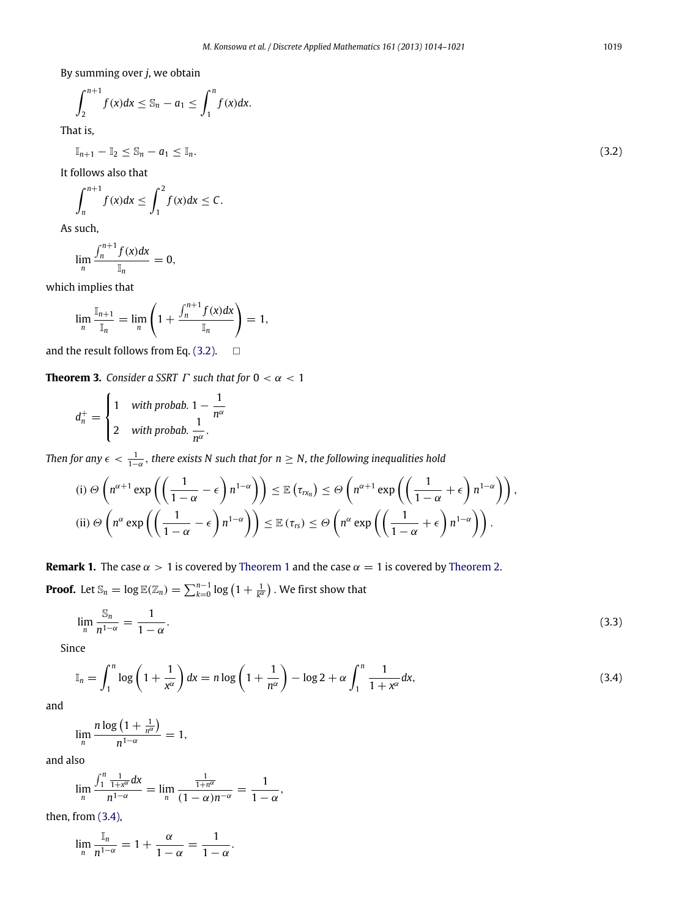By summing over $j$, we obtain

$$\int_2^{n+1} f(x)dx \le \mathbb{S}_n - a_1 \le \int_1^n f(x)dx.$$

That is,

$$\mathbb{I}_{n+1} - \mathbb{I}_2 \le \mathbb{S}_n - a_1 \le \mathbb{I}_n. \tag{3.2}$$

It follows also that

$$\int_n^{n+1} f(x)dx \le \int_1^2 f(x)dx \le C.$$

As such,

$$\lim_n \frac{\int_n^{n+1} f(x)dx}{\mathbb{I}_n} = 0,$$

which implies that

$$\lim_n \frac{\mathbb{I}_{n+1}}{\mathbb{I}_n} = \lim_n \left(1 + \frac{\int_n^{n+1} f(x)dx}{\mathbb{I}_n}\right) = 1,$$

and the result follows from Eq. (3.2). $\square$

**Theorem 3.** *Consider a SSRT $\Gamma$ such that for $0 < \alpha < 1$*

$$d_n^+ = \begin{cases} 1 & \text{with probab. } 1 - \dfrac{1}{n^\alpha} \\ 2 & \text{with probab. } \dfrac{1}{n^\alpha}. \end{cases}$$

*Then for any $\epsilon < \frac{1}{1-\alpha}$, there exists $N$ such that for $n \ge N$, the following inequalities hold*

$$\text{(i) } \Theta\left(n^{\alpha+1} \exp\left(\left(\frac{1}{1-\alpha} - \epsilon\right) n^{1-\alpha}\right)\right) \le \mathbb{E}\left(\tau_{rx_n}\right) \le \Theta\left(n^{\alpha+1} \exp\left(\left(\frac{1}{1-\alpha} + \epsilon\right) n^{1-\alpha}\right)\right),$$

$$\text{(ii) } \Theta\left(n^{\alpha} \exp\left(\left(\frac{1}{1-\alpha} - \epsilon\right) n^{1-\alpha}\right)\right) \le \mathbb{E}\left(\tau_{rs}\right) \le \Theta\left(n^{\alpha} \exp\left(\left(\frac{1}{1-\alpha} + \epsilon\right) n^{1-\alpha}\right)\right).$$

**Remark 1.** The case $\alpha > 1$ is covered by Theorem 1 and the case $\alpha = 1$ is covered by Theorem 2.

**Proof.** Let $\mathbb{S}_n = \log \mathbb{E}(\mathbb{Z}_n) = \sum_{k=0}^{n-1} \log\left(1 + \frac{1}{k^\alpha}\right)$. We first show that

$$\lim_n \frac{\mathbb{S}_n}{n^{1-\alpha}} = \frac{1}{1-\alpha}. \tag{3.3}$$

Since

$$\mathbb{I}_n = \int_1^n \log\left(1 + \frac{1}{x^\alpha}\right) dx = n \log\left(1 + \frac{1}{n^\alpha}\right) - \log 2 + \alpha \int_1^n \frac{1}{1+x^\alpha} dx, \tag{3.4}$$

and

$$\lim_n \frac{n \log\left(1 + \frac{1}{n^\alpha}\right)}{n^{1-\alpha}} = 1,$$

and also

$$\lim_n \frac{\int_1^n \frac{1}{1+x^\alpha} dx}{n^{1-\alpha}} = \lim_n \frac{\frac{1}{1+n^\alpha}}{(1-\alpha)n^{-\alpha}} = \frac{1}{1-\alpha},$$

then, from (3.4),

$$\lim_n \frac{\mathbb{I}_n}{n^{1-\alpha}} = 1 + \frac{\alpha}{1-\alpha} = \frac{1}{1-\alpha}.$$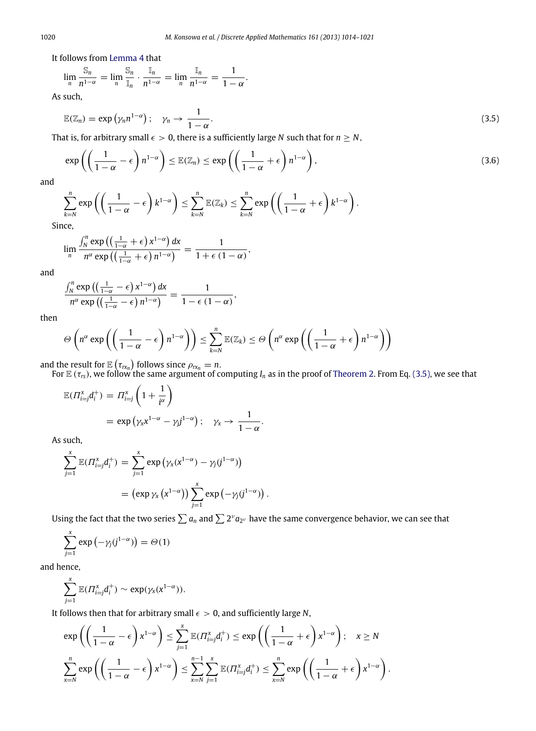It follows from Lemma 4 that

$$\lim_n \frac{\mathbb{S}_n}{n^{1-\alpha}} = \lim_n \frac{\mathbb{S}_n}{\mathbb{I}_n} \cdot \frac{\mathbb{I}_n}{n^{1-\alpha}} = \lim_n \frac{\mathbb{I}_n}{n^{1-\alpha}} = \frac{1}{1-\alpha}.$$

As such,

$$\mathbb{E}(\mathbb{Z}_n) = \exp\left(\gamma_n n^{1-\alpha}\right); \quad \gamma_n \to \frac{1}{1-\alpha}. \tag{3.5}$$

That is, for arbitrary small $\epsilon > 0$, there is a sufficiently large $N$ such that for $n \geq N$,

$$\exp\left(\left(\frac{1}{1-\alpha} - \epsilon\right) n^{1-\alpha}\right) \leq \mathbb{E}(\mathbb{Z}_n) \leq \exp\left(\left(\frac{1}{1-\alpha} + \epsilon\right) n^{1-\alpha}\right), \tag{3.6}$$

and

$$\sum_{k=N}^{n} \exp\left(\left(\frac{1}{1-\alpha} - \epsilon\right) k^{1-\alpha}\right) \leq \sum_{k=N}^{n} \mathbb{E}(\mathbb{Z}_k) \leq \sum_{k=N}^{n} \exp\left(\left(\frac{1}{1-\alpha} + \epsilon\right) k^{1-\alpha}\right).$$

Since,

$$\lim_n \frac{\int_N^n \exp\left(\left(\frac{1}{1-\alpha} + \epsilon\right) x^{1-\alpha}\right) dx}{n^{\alpha} \exp\left(\left(\frac{1}{1-\alpha} + \epsilon\right) n^{1-\alpha}\right)} = \frac{1}{1 + \epsilon\,(1-\alpha)},$$

and

$$\frac{\int_N^n \exp\left(\left(\frac{1}{1-\alpha} - \epsilon\right) x^{1-\alpha}\right) dx}{n^{\alpha} \exp\left(\left(\frac{1}{1-\alpha} - \epsilon\right) n^{1-\alpha}\right)} = \frac{1}{1 - \epsilon\,(1-\alpha)},$$

then

$$\Theta\left(n^{\alpha} \exp\left(\left(\frac{1}{1-\alpha} - \epsilon\right) n^{1-\alpha}\right)\right) \leq \sum_{k=N}^{n} \mathbb{E}(\mathbb{Z}_k) \leq \Theta\left(n^{\alpha} \exp\left(\left(\frac{1}{1-\alpha} + \epsilon\right) n^{1-\alpha}\right)\right)$$

and the result for $\mathbb{E}\left(\tau_{rx_n}\right)$ follows since $\rho_{rx_n} = n$.

For $\mathbb{E}\left(\tau_{rs}\right)$, we follow the same argument of computing $I_n$ as in the proof of Theorem 2. From Eq. (3.5), we see that

$$\begin{aligned}
\mathbb{E}(\Pi_{i=j}^{x} d_i^{+}) &= \Pi_{i=j}^{x}\left(1 + \frac{1}{i^{\alpha}}\right) \\
&= \exp\left(\gamma_x x^{1-\alpha} - \gamma_j j^{1-\alpha}\right); \quad \gamma_x \to \frac{1}{1-\alpha}.
\end{aligned}$$

As such,

$$\begin{aligned}
\sum_{j=1}^{x} \mathbb{E}(\Pi_{i=j}^{x} d_i^{+}) &= \sum_{j=1}^{x} \exp\left(\gamma_x (x^{1-\alpha}) - \gamma_j (j^{1-\alpha})\right) \\
&= \left(\exp \gamma_x \left(x^{1-\alpha}\right)\right) \sum_{j=1}^{x} \exp\left(-\gamma_j (j^{1-\alpha})\right).
\end{aligned}$$

Using the fact that the two series $\sum a_n$ and $\sum 2^{\nu} a_{2^{\nu}}$ have the same convergence behavior, we can see that

$$\sum_{j=1}^{x} \exp\left(-\gamma_j (j^{1-\alpha})\right) = \Theta(1)$$

and hence,

$$\sum_{j=1}^{x} \mathbb{E}(\Pi_{i=j}^{x} d_i^{+}) \sim \exp(\gamma_x (x^{1-\alpha})).$$

It follows then that for arbitrary small $\epsilon > 0$, and sufficiently large $N$,

$$\exp\left(\left(\frac{1}{1-\alpha} - \epsilon\right) x^{1-\alpha}\right) \leq \sum_{j=1}^{x} \mathbb{E}(\Pi_{i=j}^{x} d_i^{+}) \leq \exp\left(\left(\frac{1}{1-\alpha} + \epsilon\right) x^{1-\alpha}\right); \quad x \geq N$$

$$\sum_{x=N}^{n} \exp\left(\left(\frac{1}{1-\alpha} - \epsilon\right) x^{1-\alpha}\right) \leq \sum_{x=N}^{n-1} \sum_{j=1}^{x} \mathbb{E}(\Pi_{i=j}^{x} d_i^{+}) \leq \sum_{x=N}^{n} \exp\left(\left(\frac{1}{1-\alpha} + \epsilon\right) x^{1-\alpha}\right).$$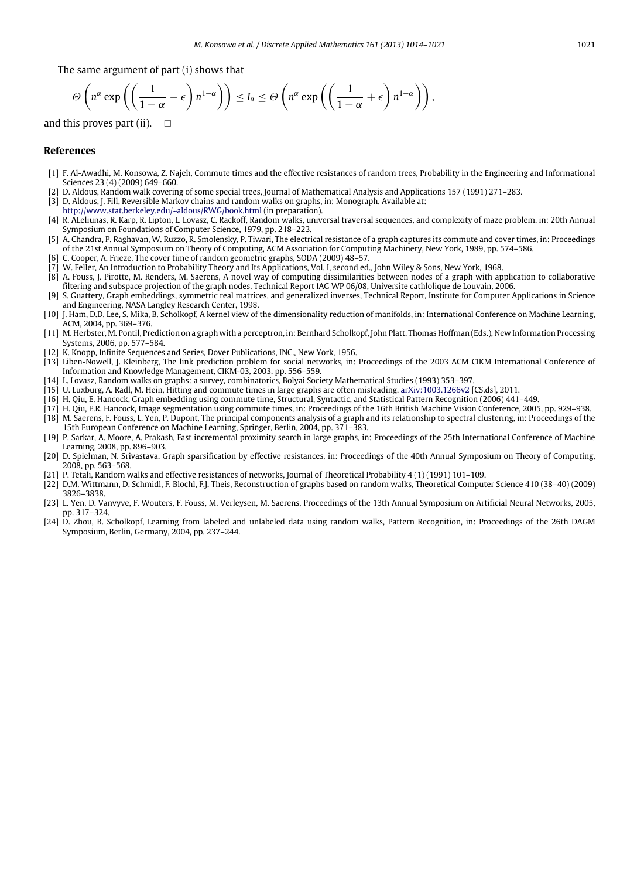The same argument of part (i) shows that

$$\Theta\left(n^{\alpha}\exp\left(\left(\frac{1}{1-\alpha}-\epsilon\right)n^{1-\alpha}\right)\right)\le I_n\le\Theta\left(n^{\alpha}\exp\left(\left(\frac{1}{1-\alpha}+\epsilon\right)n^{1-\alpha}\right)\right),$$

and this proves part (ii). $\square$

## References

[1] F. Al-Awadhi, M. Konsowa, Z. Najeh, Commute times and the effective resistances of random trees, Probability in the Engineering and Informational Sciences 23 (4) (2009) 649–660.

[2] D. Aldous, Random walk covering of some special trees, Journal of Mathematical Analysis and Applications 157 (1991) 271–283.

[3] D. Aldous, J. Fill, Reversible Markov chains and random walks on graphs, in: Monograph. Available at: http://www.stat.berkeley.edu/~aldous/RWG/book.html (in preparation).

[4] R. ALeliunas, R. Karp, R. Lipton, L. Lovasz, C. Rackoff, Random walks, universal traversal sequences, and complexity of maze problem, in: 20th Annual Symposium on Foundations of Computer Science, 1979, pp. 218–223.

[5] A. Chandra, P. Raghavan, W. Ruzzo, R. Smolensky, P. Tiwari, The electrical resistance of a graph captures its commute and cover times, in: Proceedings of the 21st Annual Symposium on Theory of Computing, ACM Association for Computing Machinery, New York, 1989, pp. 574–586.

[6] C. Cooper, A. Frieze, The cover time of random geometric graphs, SODA (2009) 48–57.

[7] W. Feller, An Introduction to Probability Theory and Its Applications, Vol. I, second ed., John Wiley & Sons, New York, 1968.

[8] A. Fouss, J. Pirotte, M. Renders, M. Saerens, A novel way of computing dissimilarities between nodes of a graph with application to collaborative filtering and subspace projection of the graph nodes, Technical Report IAG WP 06/08, Universite cathlolique de Louvain, 2006.

[9] S. Guattery, Graph embeddings, symmetric real matrices, and generalized inverses, Technical Report, Institute for Computer Applications in Science and Engineering, NASA Langley Research Center, 1998.

[10] J. Ham, D.D. Lee, S. Mika, B. Scholkopf, A kernel view of the dimensionality reduction of manifolds, in: International Conference on Machine Learning, ACM, 2004, pp. 369–376.

[11] M. Herbster, M. Pontil, Prediction on a graph with a perceptron, in: Bernhard Scholkopf, John Platt, Thomas Hoffman (Eds.), New Information Processing Systems, 2006, pp. 577–584.

[12] K. Knopp, Infinite Sequences and Series, Dover Publications, INC., New York, 1956.

[13] Liben-Nowell, J. Kleinberg, The link prediction problem for social networks, in: Proceedings of the 2003 ACM CIKM International Conference of Information and Knowledge Management, CIKM-03, 2003, pp. 556–559.

[14] L. Lovasz, Random walks on graphs: a survey, combinatorics, Bolyai Society Mathematical Studies (1993) 353–397.

[15] U. Luxburg, A. Radl, M. Hein, Hitting and commute times in large graphs are often misleading, arXiv:1003.1266v2 [CS.ds], 2011.

[16] H. Qiu, E. Hancock, Graph embedding using commute time, Structural, Syntactic, and Statistical Pattern Recognition (2006) 441–449.

[17] H. Qiu, E.R. Hancock, Image segmentation using commute times, in: Proceedings of the 16th British Machine Vision Conference, 2005, pp. 929–938.

[18] M. Saerens, F. Fouss, L. Yen, P. Dupont, The principal components analysis of a graph and its relationship to spectral clustering, in: Proceedings of the 15th European Conference on Machine Learning, Springer, Berlin, 2004, pp. 371–383.

[19] P. Sarkar, A. Moore, A. Prakash, Fast incremental proximity search in large graphs, in: Proceedings of the 25th International Conference of Machine Learning, 2008, pp. 896–903.

[20] D. Spielman, N. Srivastava, Graph sparsification by effective resistances, in: Proceedings of the 40th Annual Symposium on Theory of Computing, 2008, pp. 563–568.

[21] P. Tetali, Random walks and effective resistances of networks, Journal of Theoretical Probability 4 (1) (1991) 101–109.

[22] D.M. Wittmann, D. Schmidl, F. Blochl, F.J. Theis, Reconstruction of graphs based on random walks, Theoretical Computer Science 410 (38–40) (2009) 3826–3838.

[23] L. Yen, D. Vanvyve, F. Wouters, F. Fouss, M. Verleysen, M. Saerens, Proceedings of the 13th Annual Symposium on Artificial Neural Networks, 2005, pp. 317–324.

[24] D. Zhou, B. Scholkopf, Learning from labeled and unlabeled data using random walks, Pattern Recognition, in: Proceedings of the 26th DAGM Symposium, Berlin, Germany, 2004, pp. 237–244.